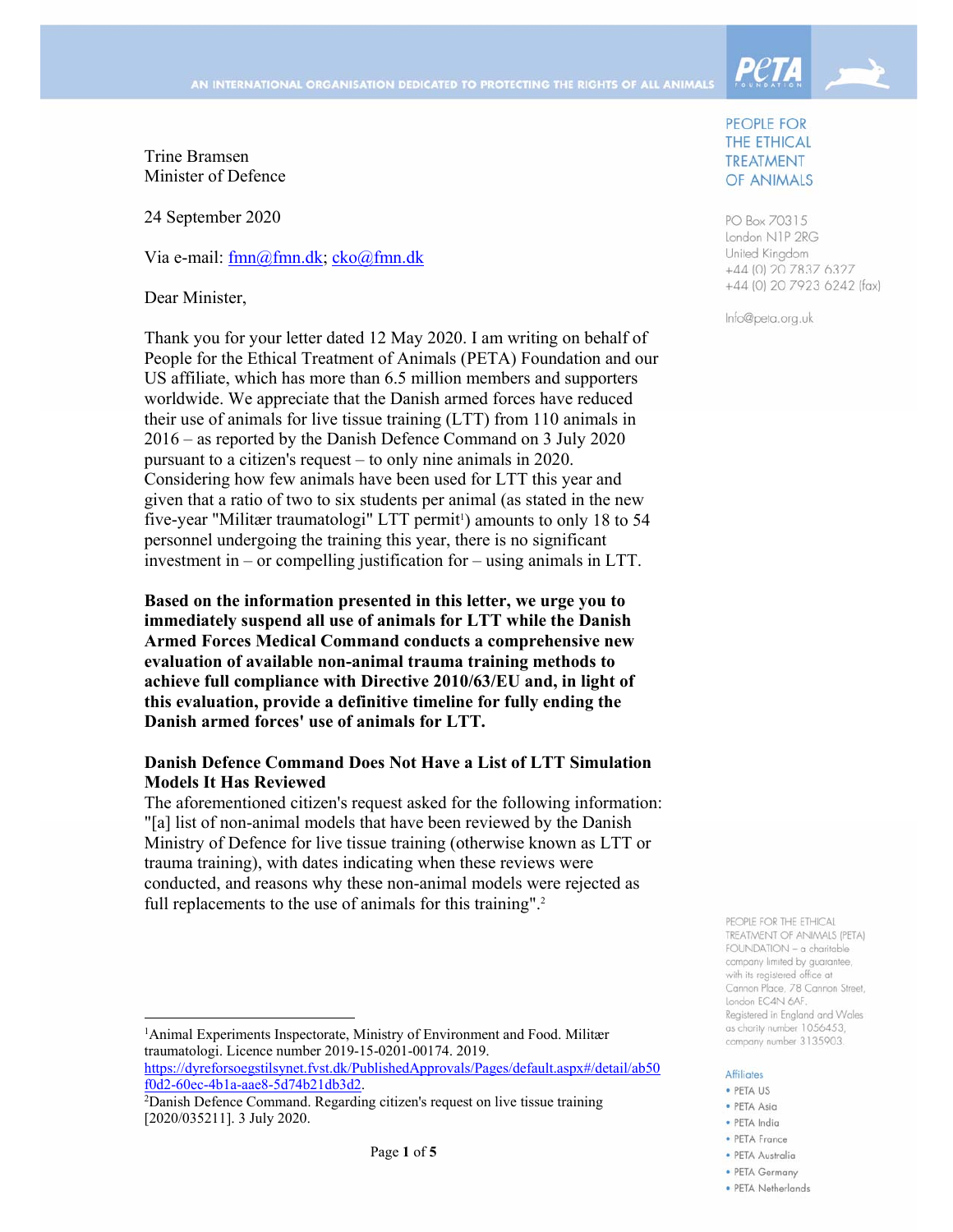AN INTERNATIONAL ORGANISATION DEDICATED TO PROTECTING THE RIGHTS OF ALL ANIMALS

PEOPLE FOR THE ETHICAL TREATMENT OF ANIMALS

PO Box 70315
London N1P 2RG
United Kingdom
+44 (0) 20 7837 6327
+44 (0) 20 7923 6242 (fax)

Info@peta.org.uk

Trine Bramsen
Minister of Defence

24 September 2020

Via e-mail: fmn@fmn.dk; cko@fmn.dk

Dear Minister,

Thank you for your letter dated 12 May 2020. I am writing on behalf of People for the Ethical Treatment of Animals (PETA) Foundation and our US affiliate, which has more than 6.5 million members and supporters worldwide. We appreciate that the Danish armed forces have reduced their use of animals for live tissue training (LTT) from 110 animals in 2016 – as reported by the Danish Defence Command on 3 July 2020 pursuant to a citizen's request – to only nine animals in 2020. Considering how few animals have been used for LTT this year and given that a ratio of two to six students per animal (as stated in the new five-year "Militær traumatologi" LTT permit[1]) amounts to only 18 to 54 personnel undergoing the training this year, there is no significant investment in – or compelling justification for – using animals in LTT.

**Based on the information presented in this letter, we urge you to immediately suspend all use of animals for LTT while the Danish Armed Forces Medical Command conducts a comprehensive new evaluation of available non-animal trauma training methods to achieve full compliance with Directive 2010/63/EU and, in light of this evaluation, provide a definitive timeline for fully ending the Danish armed forces' use of animals for LTT.**

**Danish Defence Command Does Not Have a List of LTT Simulation Models It Has Reviewed**

The aforementioned citizen's request asked for the following information: "[a] list of non-animal models that have been reviewed by the Danish Ministry of Defence for live tissue training (otherwise known as LTT or trauma training), with dates indicating when these reviews were conducted, and reasons why these non-animal models were rejected as full replacements to the use of animals for this training".[2]

[1]Animal Experiments Inspectorate, Ministry of Environment and Food. Militær traumatologi. Licence number 2019-15-0201-00174. 2019. https://dyreforsoegstilsynet.fvst.dk/PublishedApprovals/Pages/default.aspx#/detail/ab50f0d2-60ec-4b1a-aae8-5d74b21db3d2.

[2]Danish Defence Command. Regarding citizen's request on live tissue training [2020/035211]. 3 July 2020.

PEOPLE FOR THE ETHICAL TREATMENT OF ANIMALS (PETA) FOUNDATION – a charitable company limited by guarantee, with its registered office at Cannon Place, 78 Cannon Street, London EC4N 6AF. Registered in England and Wales as charity number 1056453, company number 3135903.

Affiliates
- PETA US
- PETA Asia
- PETA India
- PETA France
- PETA Australia
- PETA Germany
- PETA Netherlands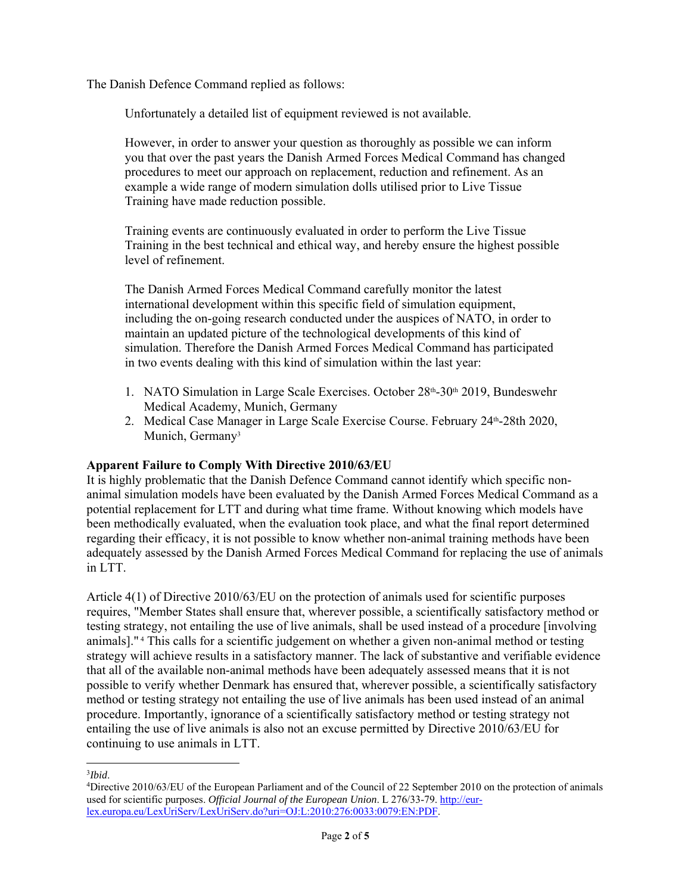The Danish Defence Command replied as follows:

> Unfortunately a detailed list of equipment reviewed is not available.
>
> However, in order to answer your question as thoroughly as possible we can inform you that over the past years the Danish Armed Forces Medical Command has changed procedures to meet our approach on replacement, reduction and refinement. As an example a wide range of modern simulation dolls utilised prior to Live Tissue Training have made reduction possible.
>
> Training events are continuously evaluated in order to perform the Live Tissue Training in the best technical and ethical way, and hereby ensure the highest possible level of refinement.
>
> The Danish Armed Forces Medical Command carefully monitor the latest international development within this specific field of simulation equipment, including the on-going research conducted under the auspices of NATO, in order to maintain an updated picture of the technological developments of this kind of simulation. Therefore the Danish Armed Forces Medical Command has participated in two events dealing with this kind of simulation within the last year:
>
> 1. NATO Simulation in Large Scale Exercises. October 28th-30th 2019, Bundeswehr Medical Academy, Munich, Germany
> 2. Medical Case Manager in Large Scale Exercise Course. February 24th-28th 2020, Munich, Germany[3]

### Apparent Failure to Comply With Directive 2010/63/EU

It is highly problematic that the Danish Defence Command cannot identify which specific non-animal simulation models have been evaluated by the Danish Armed Forces Medical Command as a potential replacement for LTT and during what time frame. Without knowing which models have been methodically evaluated, when the evaluation took place, and what the final report determined regarding their efficacy, it is not possible to know whether non-animal training methods have been adequately assessed by the Danish Armed Forces Medical Command for replacing the use of animals in LTT.

Article 4(1) of Directive 2010/63/EU on the protection of animals used for scientific purposes requires, "Member States shall ensure that, wherever possible, a scientifically satisfactory method or testing strategy, not entailing the use of live animals, shall be used instead of a procedure [involving animals]."[4] This calls for a scientific judgement on whether a given non-animal method or testing strategy will achieve results in a satisfactory manner. The lack of substantive and verifiable evidence that all of the available non-animal methods have been adequately assessed means that it is not possible to verify whether Denmark has ensured that, wherever possible, a scientifically satisfactory method or testing strategy not entailing the use of live animals has been used instead of an animal procedure. Importantly, ignorance of a scientifically satisfactory method or testing strategy not entailing the use of live animals is also not an excuse permitted by Directive 2010/63/EU for continuing to use animals in LTT.

---

[3] *Ibid*.

[4] Directive 2010/63/EU of the European Parliament and of the Council of 22 September 2010 on the protection of animals used for scientific purposes. *Official Journal of the European Union*. L 276/33-79. http://eur-lex.europa.eu/LexUriServ/LexUriServ.do?uri=OJ:L:2010:276:0033:0079:EN:PDF.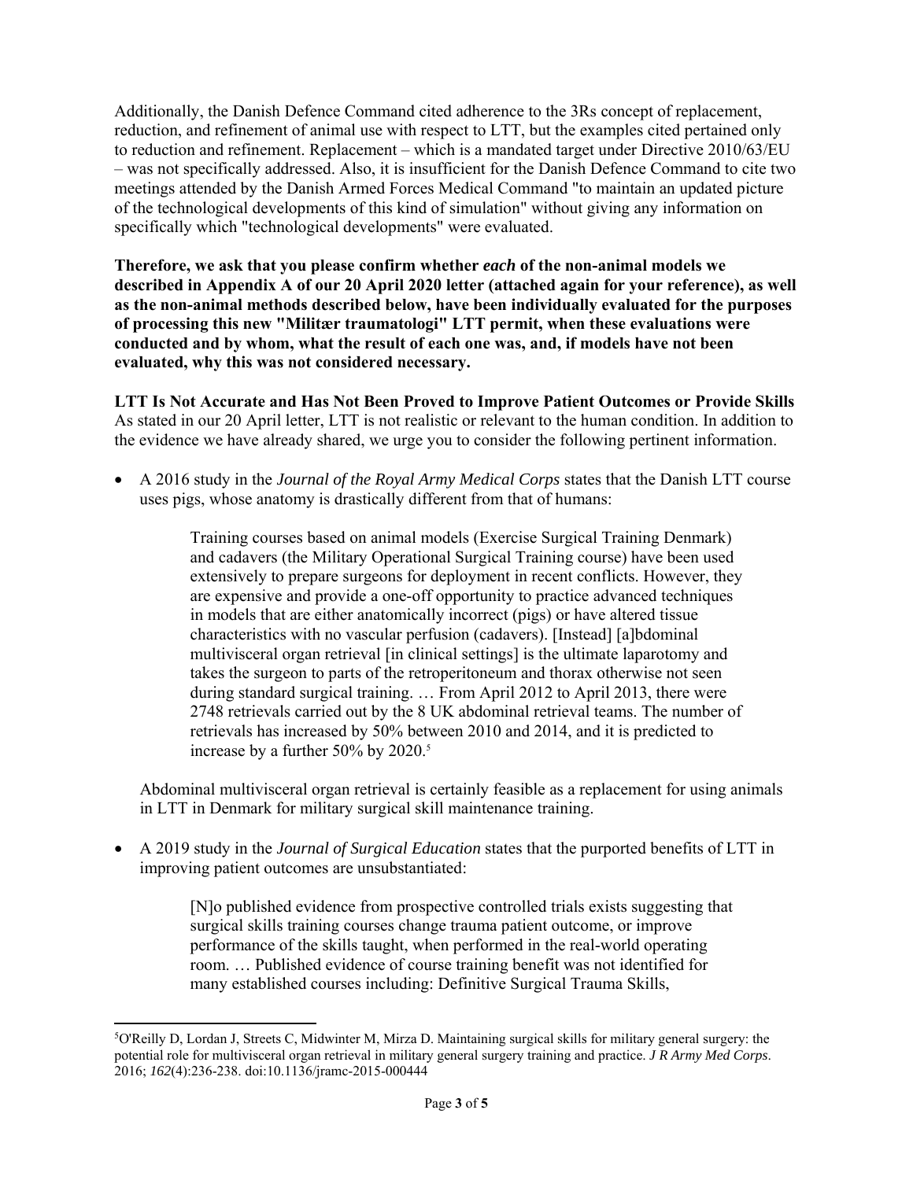Additionally, the Danish Defence Command cited adherence to the 3Rs concept of replacement, reduction, and refinement of animal use with respect to LTT, but the examples cited pertained only to reduction and refinement. Replacement – which is a mandated target under Directive 2010/63/EU – was not specifically addressed. Also, it is insufficient for the Danish Defence Command to cite two meetings attended by the Danish Armed Forces Medical Command "to maintain an updated picture of the technological developments of this kind of simulation" without giving any information on specifically which "technological developments" were evaluated.

**Therefore, we ask that you please confirm whether *each* of the non-animal models we described in Appendix A of our 20 April 2020 letter (attached again for your reference), as well as the non-animal methods described below, have been individually evaluated for the purposes of processing this new "Militær traumatologi" LTT permit, when these evaluations were conducted and by whom, what the result of each one was, and, if models have not been evaluated, why this was not considered necessary.**

**LTT Is Not Accurate and Has Not Been Proved to Improve Patient Outcomes or Provide Skills**

As stated in our 20 April letter, LTT is not realistic or relevant to the human condition. In addition to the evidence we have already shared, we urge you to consider the following pertinent information.

- A 2016 study in the *Journal of the Royal Army Medical Corps* states that the Danish LTT course uses pigs, whose anatomy is drastically different from that of humans:

  > Training courses based on animal models (Exercise Surgical Training Denmark) and cadavers (the Military Operational Surgical Training course) have been used extensively to prepare surgeons for deployment in recent conflicts. However, they are expensive and provide a one-off opportunity to practice advanced techniques in models that are either anatomically incorrect (pigs) or have altered tissue characteristics with no vascular perfusion (cadavers). [Instead] [a]bdominal multivisceral organ retrieval [in clinical settings] is the ultimate laparotomy and takes the surgeon to parts of the retroperitoneum and thorax otherwise not seen during standard surgical training. … From April 2012 to April 2013, there were 2748 retrievals carried out by the 8 UK abdominal retrieval teams. The number of retrievals has increased by 50% between 2010 and 2014, and it is predicted to increase by a further 50% by 2020.[5]

  Abdominal multivisceral organ retrieval is certainly feasible as a replacement for using animals in LTT in Denmark for military surgical skill maintenance training.

- A 2019 study in the *Journal of Surgical Education* states that the purported benefits of LTT in improving patient outcomes are unsubstantiated:

  > [N]o published evidence from prospective controlled trials exists suggesting that surgical skills training courses change trauma patient outcome, or improve performance of the skills taught, when performed in the real-world operating room. … Published evidence of course training benefit was not identified for many established courses including: Definitive Surgical Trauma Skills,

---

[5]O'Reilly D, Lordan J, Streets C, Midwinter M, Mirza D. Maintaining surgical skills for military general surgery: the potential role for multivisceral organ retrieval in military general surgery training and practice. *J R Army Med Corps*. 2016; *162*(4):236-238. doi:10.1136/jramc-2015-000444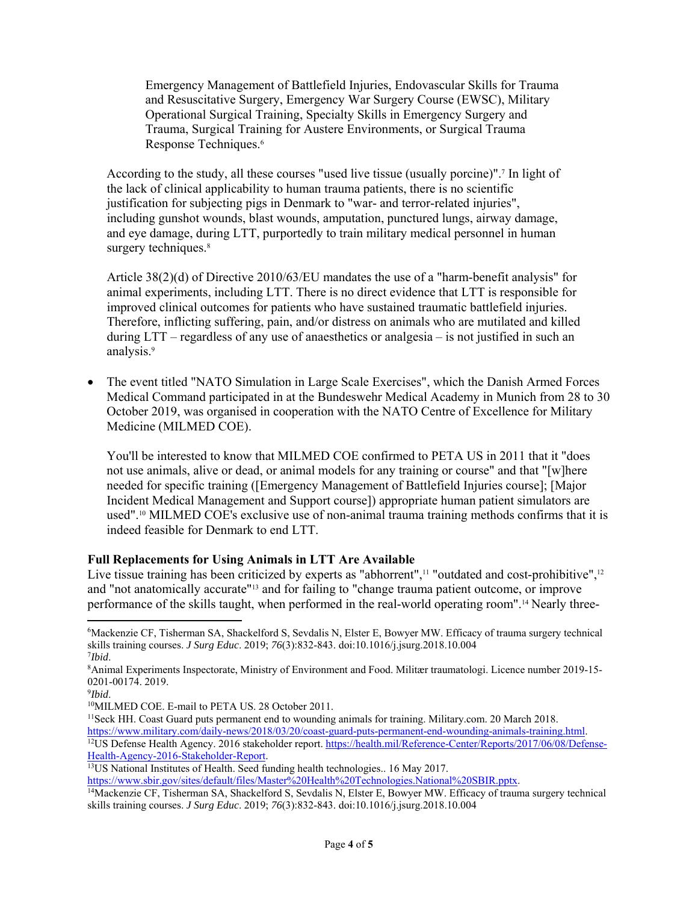Emergency Management of Battlefield Injuries, Endovascular Skills for Trauma and Resuscitative Surgery, Emergency War Surgery Course (EWSC), Military Operational Surgical Training, Specialty Skills in Emergency Surgery and Trauma, Surgical Training for Austere Environments, or Surgical Trauma Response Techniques.[6]

According to the study, all these courses "used live tissue (usually porcine)".[7] In light of the lack of clinical applicability to human trauma patients, there is no scientific justification for subjecting pigs in Denmark to "war- and terror-related injuries", including gunshot wounds, blast wounds, amputation, punctured lungs, airway damage, and eye damage, during LTT, purportedly to train military medical personnel in human surgery techniques.[8]

Article 38(2)(d) of Directive 2010/63/EU mandates the use of a "harm-benefit analysis" for animal experiments, including LTT. There is no direct evidence that LTT is responsible for improved clinical outcomes for patients who have sustained traumatic battlefield injuries. Therefore, inflicting suffering, pain, and/or distress on animals who are mutilated and killed during LTT – regardless of any use of anaesthetics or analgesia – is not justified in such an analysis.[9]

- The event titled "NATO Simulation in Large Scale Exercises", which the Danish Armed Forces Medical Command participated in at the Bundeswehr Medical Academy in Munich from 28 to 30 October 2019, was organised in cooperation with the NATO Centre of Excellence for Military Medicine (MILMED COE).

  You'll be interested to know that MILMED COE confirmed to PETA US in 2011 that it "does not use animals, alive or dead, or animal models for any training or course" and that "[w]here needed for specific training ([Emergency Management of Battlefield Injuries course]; [Major Incident Medical Management and Support course]) appropriate human patient simulators are used".[10] MILMED COE's exclusive use of non-animal trauma training methods confirms that it is indeed feasible for Denmark to end LTT.

**Full Replacements for Using Animals in LTT Are Available**

Live tissue training has been criticized by experts as "abhorrent",[11] "outdated and cost-prohibitive",[12] and "not anatomically accurate"[13] and for failing to "change trauma patient outcome, or improve performance of the skills taught, when performed in the real-world operating room".[14] Nearly three-

---

[6] Mackenzie CF, Tisherman SA, Shackelford S, Sevdalis N, Elster E, Bowyer MW. Efficacy of trauma surgery technical skills training courses. *J Surg Educ*. 2019; *76*(3):832-843. doi:10.1016/j.jsurg.2018.10.004

[7] *Ibid*.

[8] Animal Experiments Inspectorate, Ministry of Environment and Food. Militær traumatologi. Licence number 2019-15-0201-00174. 2019.

[9] *Ibid*.

[10] MILMED COE. E-mail to PETA US. 28 October 2011.

[11] Seck HH. Coast Guard puts permanent end to wounding animals for training. Military.com. 20 March 2018. https://www.military.com/daily-news/2018/03/20/coast-guard-puts-permanent-end-wounding-animals-training.html.

[12] US Defense Health Agency. 2016 stakeholder report. https://health.mil/Reference-Center/Reports/2017/06/08/Defense-Health-Agency-2016-Stakeholder-Report.

[13] US National Institutes of Health. Seed funding health technologies.. 16 May 2017. https://www.sbir.gov/sites/default/files/Master%20Health%20Technologies.National%20SBIR.pptx.

[14] Mackenzie CF, Tisherman SA, Shackelford S, Sevdalis N, Elster E, Bowyer MW. Efficacy of trauma surgery technical skills training courses. *J Surg Educ*. 2019; *76*(3):832-843. doi:10.1016/j.jsurg.2018.10.004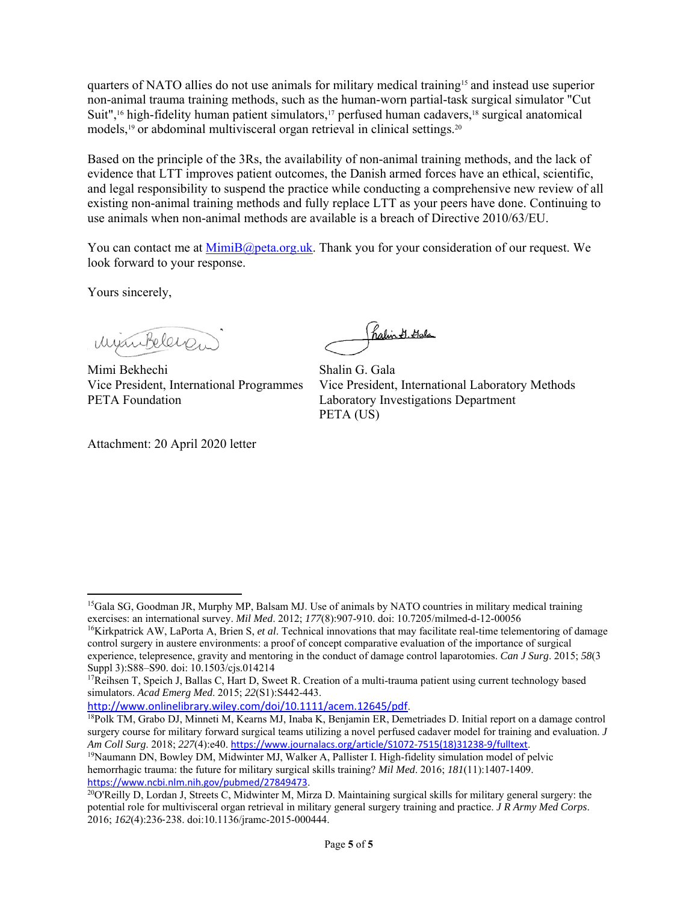quarters of NATO allies do not use animals for military medical training[15] and instead use superior non-animal trauma training methods, such as the human-worn partial-task surgical simulator "Cut Suit",[16] high-fidelity human patient simulators,[17] perfused human cadavers,[18] surgical anatomical models,[19] or abdominal multivisceral organ retrieval in clinical settings.[20]

Based on the principle of the 3Rs, the availability of non-animal training methods, and the lack of evidence that LTT improves patient outcomes, the Danish armed forces have an ethical, scientific, and legal responsibility to suspend the practice while conducting a comprehensive new review of all existing non-animal training methods and fully replace LTT as your peers have done. Continuing to use animals when non-animal methods are available is a breach of Directive 2010/63/EU.

You can contact me at MimiB@peta.org.uk. Thank you for your consideration of our request. We look forward to your response.

Yours sincerely,

Mimi Bekhechi
Vice President, International Programmes
PETA Foundation

Shalin G. Gala
Vice President, International Laboratory Methods
Laboratory Investigations Department
PETA (US)

Attachment: 20 April 2020 letter

---

[15]Gala SG, Goodman JR, Murphy MP, Balsam MJ. Use of animals by NATO countries in military medical training exercises: an international survey. *Mil Med*. 2012; *177*(8):907-910. doi: 10.7205/milmed-d-12-00056

[16]Kirkpatrick AW, LaPorta A, Brien S, *et al*. Technical innovations that may facilitate real-time telementoring of damage control surgery in austere environments: a proof of concept comparative evaluation of the importance of surgical experience, telepresence, gravity and mentoring in the conduct of damage control laparotomies. *Can J Surg*. 2015; *58*(3 Suppl 3):S88–S90. doi: 10.1503/cjs.014214

[17]Reihsen T, Speich J, Ballas C, Hart D, Sweet R. Creation of a multi-trauma patient using current technology based simulators. *Acad Emerg Med*. 2015; *22*(S1):S442-443. http://www.onlinelibrary.wiley.com/doi/10.1111/acem.12645/pdf.

[18]Polk TM, Grabo DJ, Minneti M, Kearns MJ, Inaba K, Benjamin ER, Demetriades D. Initial report on a damage control surgery course for military forward surgical teams utilizing a novel perfused cadaver model for training and evaluation. *J Am Coll Surg*. 2018; *227*(4):e40. https://www.journalacs.org/article/S1072-7515(18)31238-9/fulltext.

[19]Naumann DN, Bowley DM, Midwinter MJ, Walker A, Pallister I. High-fidelity simulation model of pelvic hemorrhagic trauma: the future for military surgical skills training? *Mil Med*. 2016; *181*(11):1407-1409. https://www.ncbi.nlm.nih.gov/pubmed/27849473.

[20]O'Reilly D, Lordan J, Streets C, Midwinter M, Mirza D. Maintaining surgical skills for military general surgery: the potential role for multivisceral organ retrieval in military general surgery training and practice. *J R Army Med Corps*. 2016; *162*(4):236-238. doi:10.1136/jramc-2015-000444.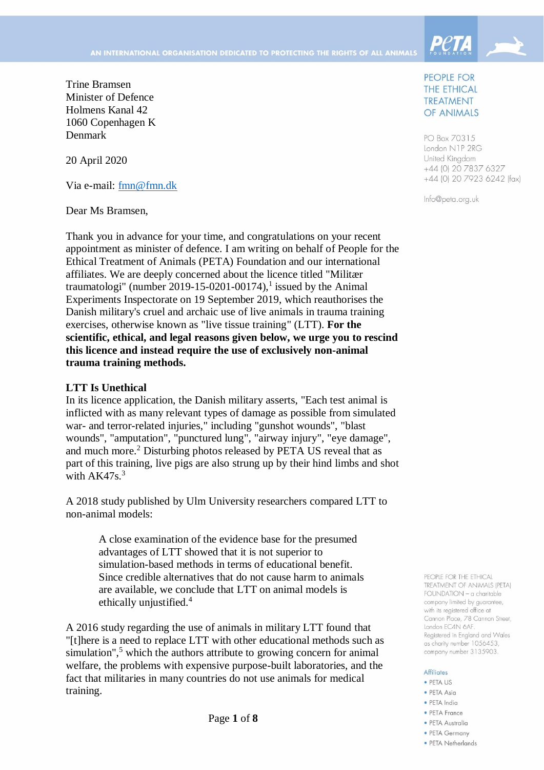AN INTERNATIONAL ORGANISATION DEDICATED TO PROTECTING THE RIGHTS OF ALL ANIMALS

PEOPLE FOR THE ETHICAL TREATMENT OF ANIMALS

PO Box 70315
London N1P 2RG
United Kingdom
+44 (0) 20 7837 6327
+44 (0) 20 7923 6242 (fax)

Info@peta.org.uk

Trine Bramsen
Minister of Defence
Holmens Kanal 42
1060 Copenhagen K
Denmark

20 April 2020

Via e-mail: fmn@fmn.dk

Dear Ms Bramsen,

Thank you in advance for your time, and congratulations on your recent appointment as minister of defence. I am writing on behalf of People for the Ethical Treatment of Animals (PETA) Foundation and our international affiliates. We are deeply concerned about the licence titled "Militær traumatologi" (number 2019-15-0201-00174),[1] issued by the Animal Experiments Inspectorate on 19 September 2019, which reauthorises the Danish military's cruel and archaic use of live animals in trauma training exercises, otherwise known as "live tissue training" (LTT). **For the scientific, ethical, and legal reasons given below, we urge you to rescind this licence and instead require the use of exclusively non-animal trauma training methods.**

**LTT Is Unethical**

In its licence application, the Danish military asserts, "Each test animal is inflicted with as many relevant types of damage as possible from simulated war- and terror-related injuries," including "gunshot wounds", "blast wounds", "amputation", "punctured lung", "airway injury", "eye damage", and much more.[2] Disturbing photos released by PETA US reveal that as part of this training, live pigs are also strung up by their hind limbs and shot with AK47s.[3]

A 2018 study published by Ulm University researchers compared LTT to non-animal models:

> A close examination of the evidence base for the presumed advantages of LTT showed that it is not superior to simulation-based methods in terms of educational benefit. Since credible alternatives that do not cause harm to animals are available, we conclude that LTT on animal models is ethically unjustified.[4]

A 2016 study regarding the use of animals in military LTT found that "[t]here is a need to replace LTT with other educational methods such as simulation",[5] which the authors attribute to growing concern for animal welfare, the problems with expensive purpose-built laboratories, and the fact that militaries in many countries do not use animals for medical training.

PEOPLE FOR THE ETHICAL TREATMENT OF ANIMALS (PETA) FOUNDATION – a charitable company limited by guarantee, with its registered office at Cannon Place, 78 Cannon Street, London EC4N 6AF. Registered in England and Wales as charity number 1056453, company number 3135903.

Affiliates
- PETA US
- PETA Asia
- PETA India
- PETA France
- PETA Australia
- PETA Germany
- PETA Netherlands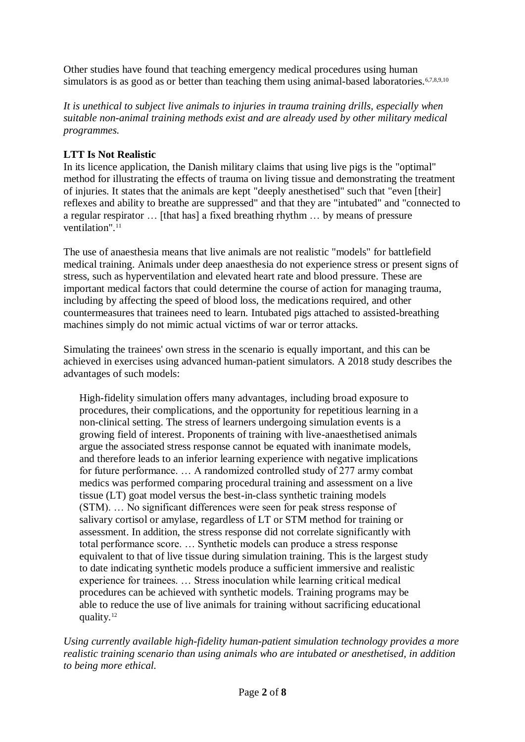Other studies have found that teaching emergency medical procedures using human simulators is as good as or better than teaching them using animal-based laboratories.[6,7,8,9,10]

*It is unethical to subject live animals to injuries in trauma training drills, especially when suitable non-animal training methods exist and are already used by other military medical programmes.*

**LTT Is Not Realistic**

In its licence application, the Danish military claims that using live pigs is the "optimal" method for illustrating the effects of trauma on living tissue and demonstrating the treatment of injuries. It states that the animals are kept "deeply anesthetised" such that "even [their] reflexes and ability to breathe are suppressed" and that they are "intubated" and "connected to a regular respirator … [that has] a fixed breathing rhythm … by means of pressure ventilation".[11]

The use of anaesthesia means that live animals are not realistic "models" for battlefield medical training. Animals under deep anaesthesia do not experience stress or present signs of stress, such as hyperventilation and elevated heart rate and blood pressure. These are important medical factors that could determine the course of action for managing trauma, including by affecting the speed of blood loss, the medications required, and other countermeasures that trainees need to learn. Intubated pigs attached to assisted-breathing machines simply do not mimic actual victims of war or terror attacks.

Simulating the trainees' own stress in the scenario is equally important, and this can be achieved in exercises using advanced human-patient simulators. A 2018 study describes the advantages of such models:

> High-fidelity simulation offers many advantages, including broad exposure to procedures, their complications, and the opportunity for repetitious learning in a non-clinical setting. The stress of learners undergoing simulation events is a growing field of interest. Proponents of training with live-anaesthetised animals argue the associated stress response cannot be equated with inanimate models, and therefore leads to an inferior learning experience with negative implications for future performance. … A randomized controlled study of 277 army combat medics was performed comparing procedural training and assessment on a live tissue (LT) goat model versus the best-in-class synthetic training models (STM). … No significant differences were seen for peak stress response of salivary cortisol or amylase, regardless of LT or STM method for training or assessment. In addition, the stress response did not correlate significantly with total performance score. … Synthetic models can produce a stress response equivalent to that of live tissue during simulation training. This is the largest study to date indicating synthetic models produce a sufficient immersive and realistic experience for trainees. … Stress inoculation while learning critical medical procedures can be achieved with synthetic models. Training programs may be able to reduce the use of live animals for training without sacrificing educational quality.[12]

*Using currently available high-fidelity human-patient simulation technology provides a more realistic training scenario than using animals who are intubated or anesthetised, in addition to being more ethical.*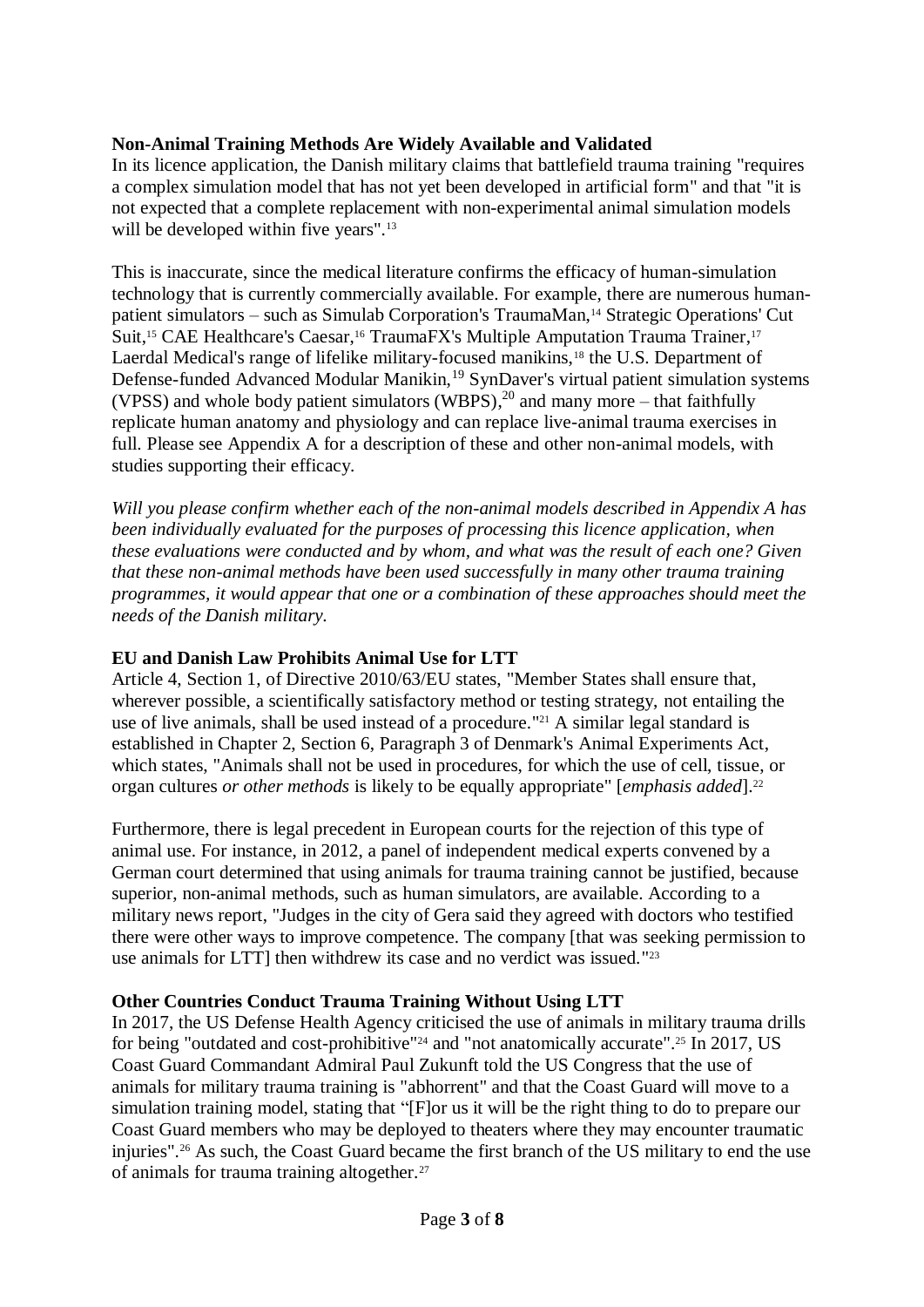**Non-Animal Training Methods Are Widely Available and Validated**

In its licence application, the Danish military claims that battlefield trauma training "requires a complex simulation model that has not yet been developed in artificial form" and that "it is not expected that a complete replacement with non-experimental animal simulation models will be developed within five years".[13]

This is inaccurate, since the medical literature confirms the efficacy of human-simulation technology that is currently commercially available. For example, there are numerous human-patient simulators – such as Simulab Corporation's TraumaMan,[14] Strategic Operations' Cut Suit,[15] CAE Healthcare's Caesar,[16] TraumaFX's Multiple Amputation Trauma Trainer,[17] Laerdal Medical's range of lifelike military-focused manikins,[18] the U.S. Department of Defense-funded Advanced Modular Manikin,[19] SynDaver's virtual patient simulation systems (VPSS) and whole body patient simulators (WBPS),[20] and many more – that faithfully replicate human anatomy and physiology and can replace live-animal trauma exercises in full. Please see Appendix A for a description of these and other non-animal models, with studies supporting their efficacy.

*Will you please confirm whether each of the non-animal models described in Appendix A has been individually evaluated for the purposes of processing this licence application, when these evaluations were conducted and by whom, and what was the result of each one? Given that these non-animal methods have been used successfully in many other trauma training programmes, it would appear that one or a combination of these approaches should meet the needs of the Danish military.*

**EU and Danish Law Prohibits Animal Use for LTT**

Article 4, Section 1, of Directive 2010/63/EU states, "Member States shall ensure that, wherever possible, a scientifically satisfactory method or testing strategy, not entailing the use of live animals, shall be used instead of a procedure."[21] A similar legal standard is established in Chapter 2, Section 6, Paragraph 3 of Denmark's Animal Experiments Act, which states, "Animals shall not be used in procedures, for which the use of cell, tissue, or organ cultures *or other methods* is likely to be equally appropriate" [*emphasis added*].[22]

Furthermore, there is legal precedent in European courts for the rejection of this type of animal use. For instance, in 2012, a panel of independent medical experts convened by a German court determined that using animals for trauma training cannot be justified, because superior, non-animal methods, such as human simulators, are available. According to a military news report, "Judges in the city of Gera said they agreed with doctors who testified there were other ways to improve competence. The company [that was seeking permission to use animals for LTT] then withdrew its case and no verdict was issued."[23]

**Other Countries Conduct Trauma Training Without Using LTT**

In 2017, the US Defense Health Agency criticised the use of animals in military trauma drills for being "outdated and cost-prohibitive"[24] and "not anatomically accurate".[25] In 2017, US Coast Guard Commandant Admiral Paul Zukunft told the US Congress that the use of animals for military trauma training is "abhorrent" and that the Coast Guard will move to a simulation training model, stating that "[F]or us it will be the right thing to do to prepare our Coast Guard members who may be deployed to theaters where they may encounter traumatic injuries".[26] As such, the Coast Guard became the first branch of the US military to end the use of animals for trauma training altogether.[27]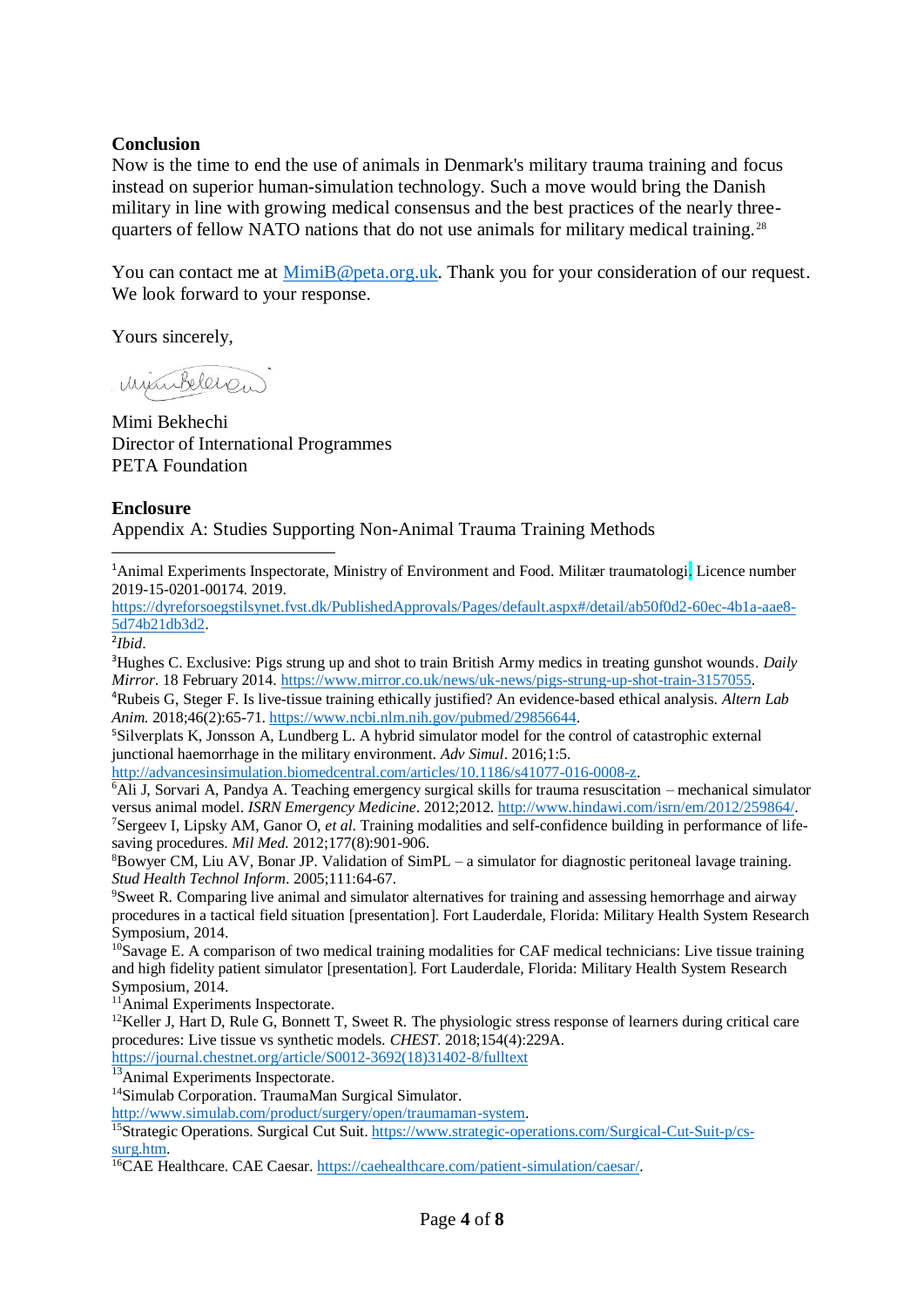**Conclusion**

Now is the time to end the use of animals in Denmark's military trauma training and focus instead on superior human-simulation technology. Such a move would bring the Danish military in line with growing medical consensus and the best practices of the nearly three-quarters of fellow NATO nations that do not use animals for military medical training.[28]

You can contact me at MimiB@peta.org.uk. Thank you for your consideration of our request. We look forward to your response.

Yours sincerely,

Mimi Bekhechi
Director of International Programmes
PETA Foundation

**Enclosure**

Appendix A: Studies Supporting Non-Animal Trauma Training Methods

---

[1]Animal Experiments Inspectorate, Ministry of Environment and Food. Militær traumatologi. Licence number 2019-15-0201-00174. 2019. https://dyreforsoegstilsynet.fvst.dk/PublishedApprovals/Pages/default.aspx#/detail/ab50f0d2-60ec-4b1a-aae8-5d74b21db3d2.

[2]*Ibid*.

[3]Hughes C. Exclusive: Pigs strung up and shot to train British Army medics in treating gunshot wounds. *Daily Mirror*. 18 February 2014. https://www.mirror.co.uk/news/uk-news/pigs-strung-up-shot-train-3157055.

[4]Rubeis G, Steger F. Is live-tissue training ethically justified? An evidence-based ethical analysis. *Altern Lab Anim.* 2018;46(2):65-71. https://www.ncbi.nlm.nih.gov/pubmed/29856644.

[5]Silverplats K, Jonsson A, Lundberg L. A hybrid simulator model for the control of catastrophic external junctional haemorrhage in the military environment. *Adv Simul*. 2016;1:5. http://advancesinsimulation.biomedcentral.com/articles/10.1186/s41077-016-0008-z.

[6]Ali J, Sorvari A, Pandya A. Teaching emergency surgical skills for trauma resuscitation – mechanical simulator versus animal model. *ISRN Emergency Medicine*. 2012;2012. http://www.hindawi.com/isrn/em/2012/259864/.

[7]Sergeev I, Lipsky AM, Ganor O, *et al*. Training modalities and self-confidence building in performance of life-saving procedures. *Mil Med.* 2012;177(8):901-906.

[8]Bowyer CM, Liu AV, Bonar JP. Validation of SimPL – a simulator for diagnostic peritoneal lavage training. *Stud Health Technol Inform*. 2005;111:64-67.

[9]Sweet R. Comparing live animal and simulator alternatives for training and assessing hemorrhage and airway procedures in a tactical field situation [presentation]. Fort Lauderdale, Florida: Military Health System Research Symposium, 2014.

[10]Savage E. A comparison of two medical training modalities for CAF medical technicians: Live tissue training and high fidelity patient simulator [presentation]. Fort Lauderdale, Florida: Military Health System Research Symposium, 2014.

[11]Animal Experiments Inspectorate.

[12]Keller J, Hart D, Rule G, Bonnett T, Sweet R. The physiologic stress response of learners during critical care procedures: Live tissue vs synthetic models. *CHEST*. 2018;154(4):229A. https://journal.chestnet.org/article/S0012-3692(18)31402-8/fulltext

[13]Animal Experiments Inspectorate.

[14]Simulab Corporation. TraumaMan Surgical Simulator. http://www.simulab.com/product/surgery/open/traumaman-system.

[15]Strategic Operations. Surgical Cut Suit. https://www.strategic-operations.com/Surgical-Cut-Suit-p/cs-surg.htm.

[16]CAE Healthcare. CAE Caesar. https://caehealthcare.com/patient-simulation/caesar/.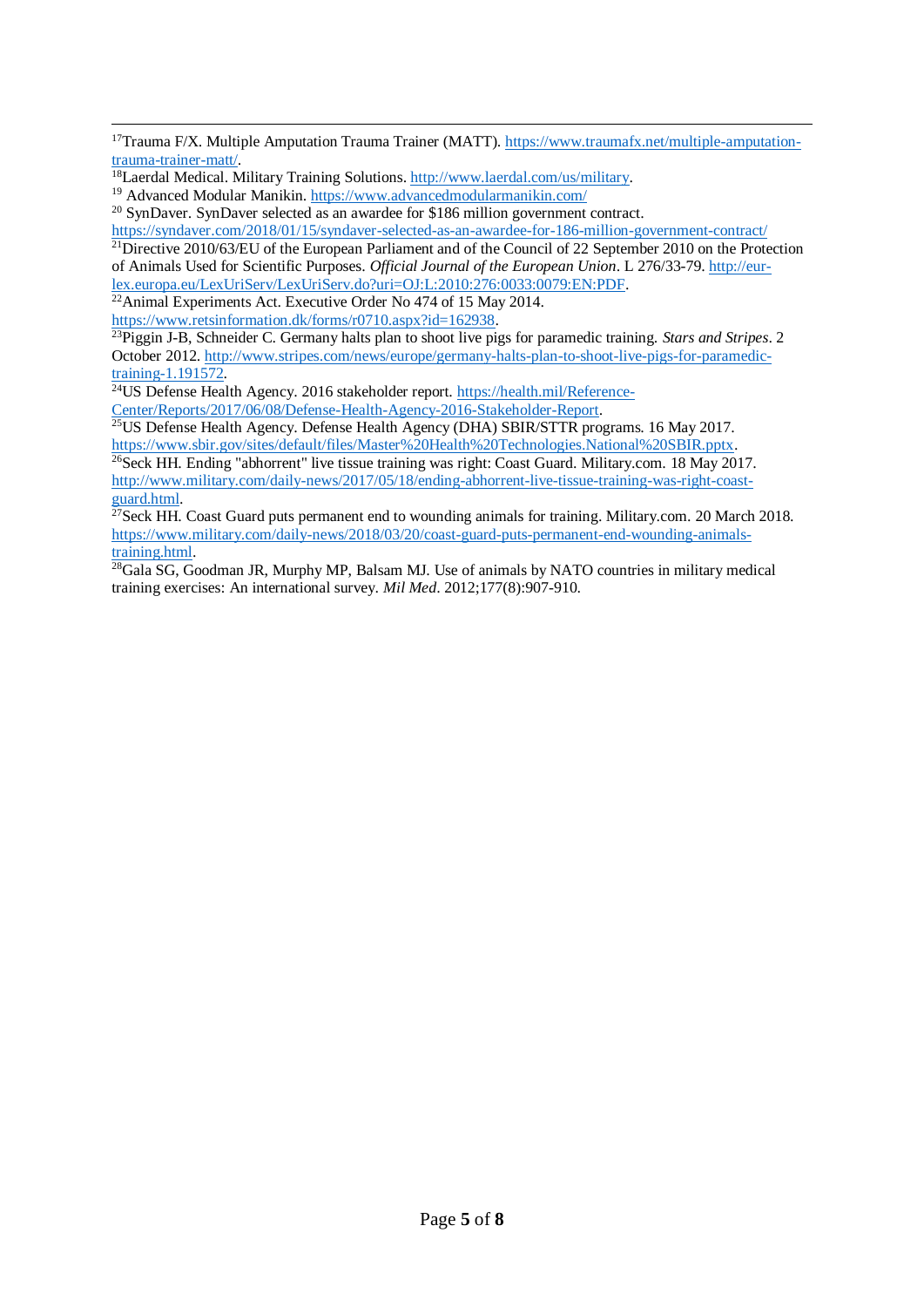[17]Trauma F/X. Multiple Amputation Trauma Trainer (MATT). https://www.traumafx.net/multiple-amputation-trauma-trainer-matt/.

[18]Laerdal Medical. Military Training Solutions. http://www.laerdal.com/us/military.

[19] Advanced Modular Manikin. https://www.advancedmodularmanikin.com/

[20] SynDaver. SynDaver selected as an awardee for $186 million government contract. https://syndaver.com/2018/01/15/syndaver-selected-as-an-awardee-for-186-million-government-contract/

[21]Directive 2010/63/EU of the European Parliament and of the Council of 22 September 2010 on the Protection of Animals Used for Scientific Purposes. *Official Journal of the European Union*. L 276/33-79. http://eur-lex.europa.eu/LexUriServ/LexUriServ.do?uri=OJ:L:2010:276:0033:0079:EN:PDF.

[22]Animal Experiments Act. Executive Order No 474 of 15 May 2014. https://www.retsinformation.dk/forms/r0710.aspx?id=162938.

[23]Piggin J-B, Schneider C. Germany halts plan to shoot live pigs for paramedic training. *Stars and Stripes*. 2 October 2012. http://www.stripes.com/news/europe/germany-halts-plan-to-shoot-live-pigs-for-paramedic-training-1.191572.

[24]US Defense Health Agency. 2016 stakeholder report. https://health.mil/Reference-Center/Reports/2017/06/08/Defense-Health-Agency-2016-Stakeholder-Report.

[25]US Defense Health Agency. Defense Health Agency (DHA) SBIR/STTR programs. 16 May 2017. https://www.sbir.gov/sites/default/files/Master%20Health%20Technologies.National%20SBIR.pptx.

[26]Seck HH. Ending "abhorrent" live tissue training was right: Coast Guard. Military.com. 18 May 2017. http://www.military.com/daily-news/2017/05/18/ending-abhorrent-live-tissue-training-was-right-coast-guard.html.

[27]Seck HH. Coast Guard puts permanent end to wounding animals for training. Military.com. 20 March 2018. https://www.military.com/daily-news/2018/03/20/coast-guard-puts-permanent-end-wounding-animals-training.html.

[28]Gala SG, Goodman JR, Murphy MP, Balsam MJ. Use of animals by NATO countries in military medical training exercises: An international survey. *Mil Med*. 2012;177(8):907-910.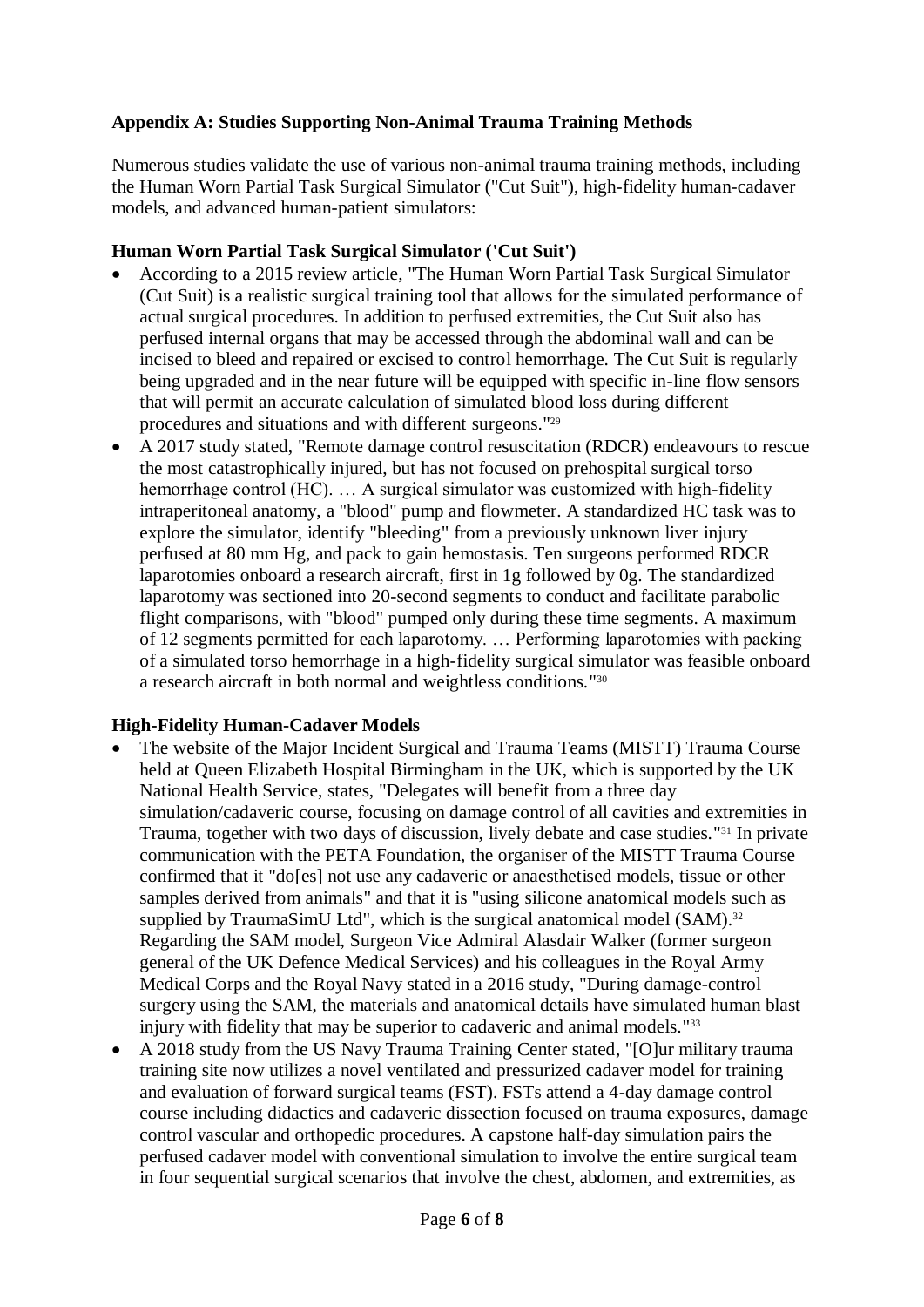**Appendix A: Studies Supporting Non-Animal Trauma Training Methods**

Numerous studies validate the use of various non-animal trauma training methods, including the Human Worn Partial Task Surgical Simulator ("Cut Suit"), high-fidelity human-cadaver models, and advanced human-patient simulators:

**Human Worn Partial Task Surgical Simulator ('Cut Suit')**

- According to a 2015 review article, "The Human Worn Partial Task Surgical Simulator (Cut Suit) is a realistic surgical training tool that allows for the simulated performance of actual surgical procedures. In addition to perfused extremities, the Cut Suit also has perfused internal organs that may be accessed through the abdominal wall and can be incised to bleed and repaired or excised to control hemorrhage. The Cut Suit is regularly being upgraded and in the near future will be equipped with specific in-line flow sensors that will permit an accurate calculation of simulated blood loss during different procedures and situations and with different surgeons."[29]
- A 2017 study stated, "Remote damage control resuscitation (RDCR) endeavours to rescue the most catastrophically injured, but has not focused on prehospital surgical torso hemorrhage control (HC). … A surgical simulator was customized with high-fidelity intraperitoneal anatomy, a "blood" pump and flowmeter. A standardized HC task was to explore the simulator, identify "bleeding" from a previously unknown liver injury perfused at 80 mm Hg, and pack to gain hemostasis. Ten surgeons performed RDCR laparotomies onboard a research aircraft, first in 1g followed by 0g. The standardized laparotomy was sectioned into 20-second segments to conduct and facilitate parabolic flight comparisons, with "blood" pumped only during these time segments. A maximum of 12 segments permitted for each laparotomy. … Performing laparotomies with packing of a simulated torso hemorrhage in a high-fidelity surgical simulator was feasible onboard a research aircraft in both normal and weightless conditions."[30]

**High-Fidelity Human-Cadaver Models**

- The website of the Major Incident Surgical and Trauma Teams (MISTT) Trauma Course held at Queen Elizabeth Hospital Birmingham in the UK, which is supported by the UK National Health Service, states, "Delegates will benefit from a three day simulation/cadaveric course, focusing on damage control of all cavities and extremities in Trauma, together with two days of discussion, lively debate and case studies."[31] In private communication with the PETA Foundation, the organiser of the MISTT Trauma Course confirmed that it "do[es] not use any cadaveric or anaesthetised models, tissue or other samples derived from animals" and that it is "using silicone anatomical models such as supplied by TraumaSimU Ltd", which is the surgical anatomical model (SAM).[32] Regarding the SAM model, Surgeon Vice Admiral Alasdair Walker (former surgeon general of the UK Defence Medical Services) and his colleagues in the Royal Army Medical Corps and the Royal Navy stated in a 2016 study, "During damage-control surgery using the SAM, the materials and anatomical details have simulated human blast injury with fidelity that may be superior to cadaveric and animal models."[33]
- A 2018 study from the US Navy Trauma Training Center stated, "[O]ur military trauma training site now utilizes a novel ventilated and pressurized cadaver model for training and evaluation of forward surgical teams (FST). FSTs attend a 4-day damage control course including didactics and cadaveric dissection focused on trauma exposures, damage control vascular and orthopedic procedures. A capstone half-day simulation pairs the perfused cadaver model with conventional simulation to involve the entire surgical team in four sequential surgical scenarios that involve the chest, abdomen, and extremities, as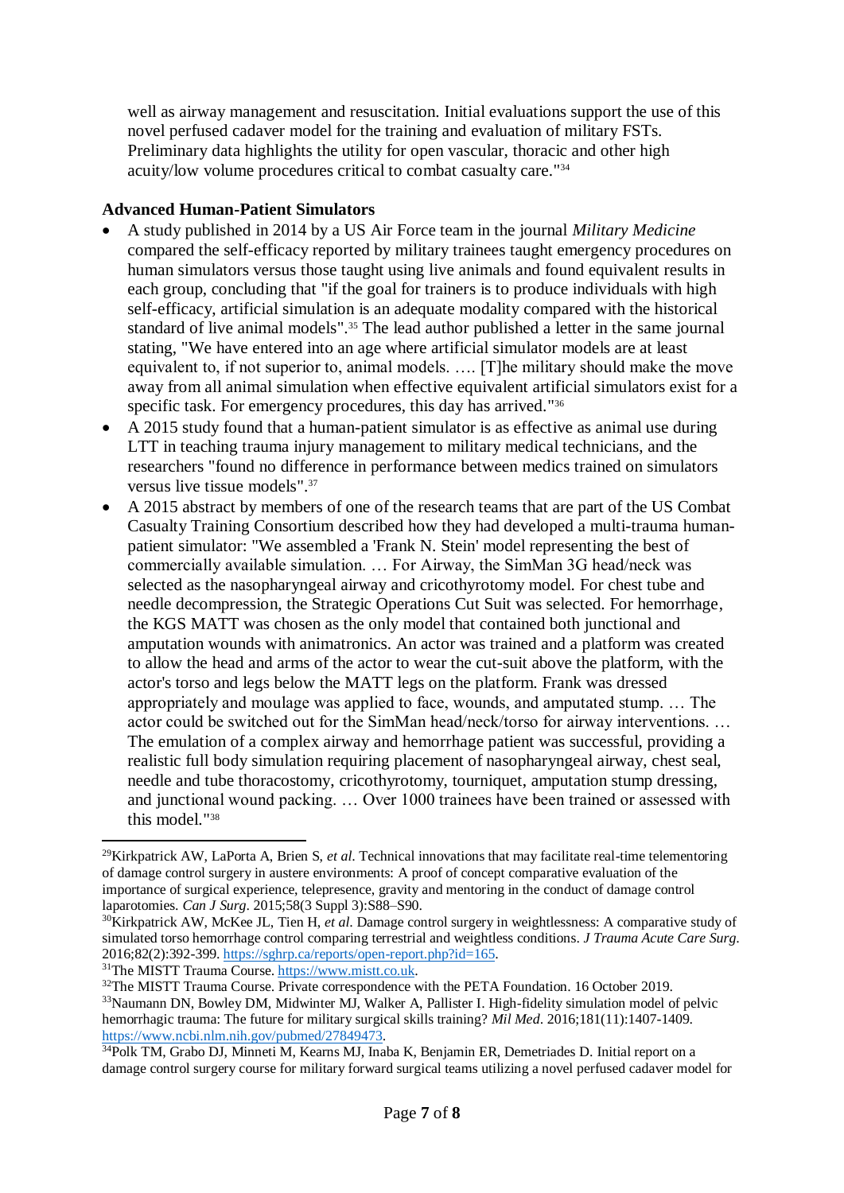well as airway management and resuscitation. Initial evaluations support the use of this novel perfused cadaver model for the training and evaluation of military FSTs. Preliminary data highlights the utility for open vascular, thoracic and other high acuity/low volume procedures critical to combat casualty care."[34]

**Advanced Human-Patient Simulators**

- A study published in 2014 by a US Air Force team in the journal *Military Medicine* compared the self-efficacy reported by military trainees taught emergency procedures on human simulators versus those taught using live animals and found equivalent results in each group, concluding that "if the goal for trainers is to produce individuals with high self-efficacy, artificial simulation is an adequate modality compared with the historical standard of live animal models".[35] The lead author published a letter in the same journal stating, "We have entered into an age where artificial simulator models are at least equivalent to, if not superior to, animal models. …. [T]he military should make the move away from all animal simulation when effective equivalent artificial simulators exist for a specific task. For emergency procedures, this day has arrived."[36]
- A 2015 study found that a human-patient simulator is as effective as animal use during LTT in teaching trauma injury management to military medical technicians, and the researchers "found no difference in performance between medics trained on simulators versus live tissue models".[37]
- A 2015 abstract by members of one of the research teams that are part of the US Combat Casualty Training Consortium described how they had developed a multi-trauma human-patient simulator: "We assembled a 'Frank N. Stein' model representing the best of commercially available simulation. … For Airway, the SimMan 3G head/neck was selected as the nasopharyngeal airway and cricothyrotomy model. For chest tube and needle decompression, the Strategic Operations Cut Suit was selected. For hemorrhage, the KGS MATT was chosen as the only model that contained both junctional and amputation wounds with animatronics. An actor was trained and a platform was created to allow the head and arms of the actor to wear the cut-suit above the platform, with the actor's torso and legs below the MATT legs on the platform. Frank was dressed appropriately and moulage was applied to face, wounds, and amputated stump. … The actor could be switched out for the SimMan head/neck/torso for airway interventions. … The emulation of a complex airway and hemorrhage patient was successful, providing a realistic full body simulation requiring placement of nasopharyngeal airway, chest seal, needle and tube thoracostomy, cricothyrotomy, tourniquet, amputation stump dressing, and junctional wound packing. … Over 1000 trainees have been trained or assessed with this model."[38]

---

[29] Kirkpatrick AW, LaPorta A, Brien S, *et al*. Technical innovations that may facilitate real-time telementoring of damage control surgery in austere environments: A proof of concept comparative evaluation of the importance of surgical experience, telepresence, gravity and mentoring in the conduct of damage control laparotomies. *Can J Surg*. 2015;58(3 Suppl 3):S88–S90.

[30] Kirkpatrick AW, McKee JL, Tien H, *et al*. Damage control surgery in weightlessness: A comparative study of simulated torso hemorrhage control comparing terrestrial and weightless conditions. *J Trauma Acute Care Surg*. 2016;82(2):392-399. https://sghrp.ca/reports/open-report.php?id=165.

[31] The MISTT Trauma Course. https://www.mistt.co.uk.

[32] The MISTT Trauma Course. Private correspondence with the PETA Foundation. 16 October 2019.

[33] Naumann DN, Bowley DM, Midwinter MJ, Walker A, Pallister I. High-fidelity simulation model of pelvic hemorrhagic trauma: The future for military surgical skills training? *Mil Med*. 2016;181(11):1407-1409. https://www.ncbi.nlm.nih.gov/pubmed/27849473.

[34] Polk TM, Grabo DJ, Minneti M, Kearns MJ, Inaba K, Benjamin ER, Demetriades D. Initial report on a damage control surgery course for military forward surgical teams utilizing a novel perfused cadaver model for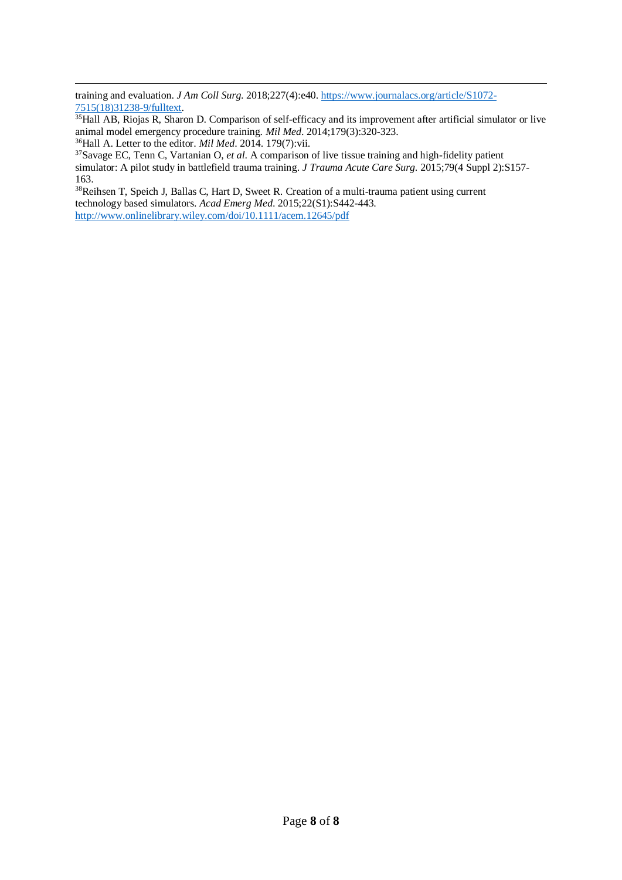training and evaluation. *J Am Coll Surg.* 2018;227(4):e40. https://www.journalacs.org/article/S1072-7515(18)31238-9/fulltext.

[35]Hall AB, Riojas R, Sharon D. Comparison of self-efficacy and its improvement after artificial simulator or live animal model emergency procedure training. *Mil Med*. 2014;179(3):320-323.

[36]Hall A. Letter to the editor. *Mil Med*. 2014. 179(7):vii.

[37]Savage EC, Tenn C, Vartanian O, *et al*. A comparison of live tissue training and high-fidelity patient simulator: A pilot study in battlefield trauma training. *J Trauma Acute Care Surg*. 2015;79(4 Suppl 2):S157-163.

[38]Reihsen T, Speich J, Ballas C, Hart D, Sweet R. Creation of a multi-trauma patient using current technology based simulators. *Acad Emerg Med.* 2015;22(S1):S442-443. http://www.onlinelibrary.wiley.com/doi/10.1111/acem.12645/pdf